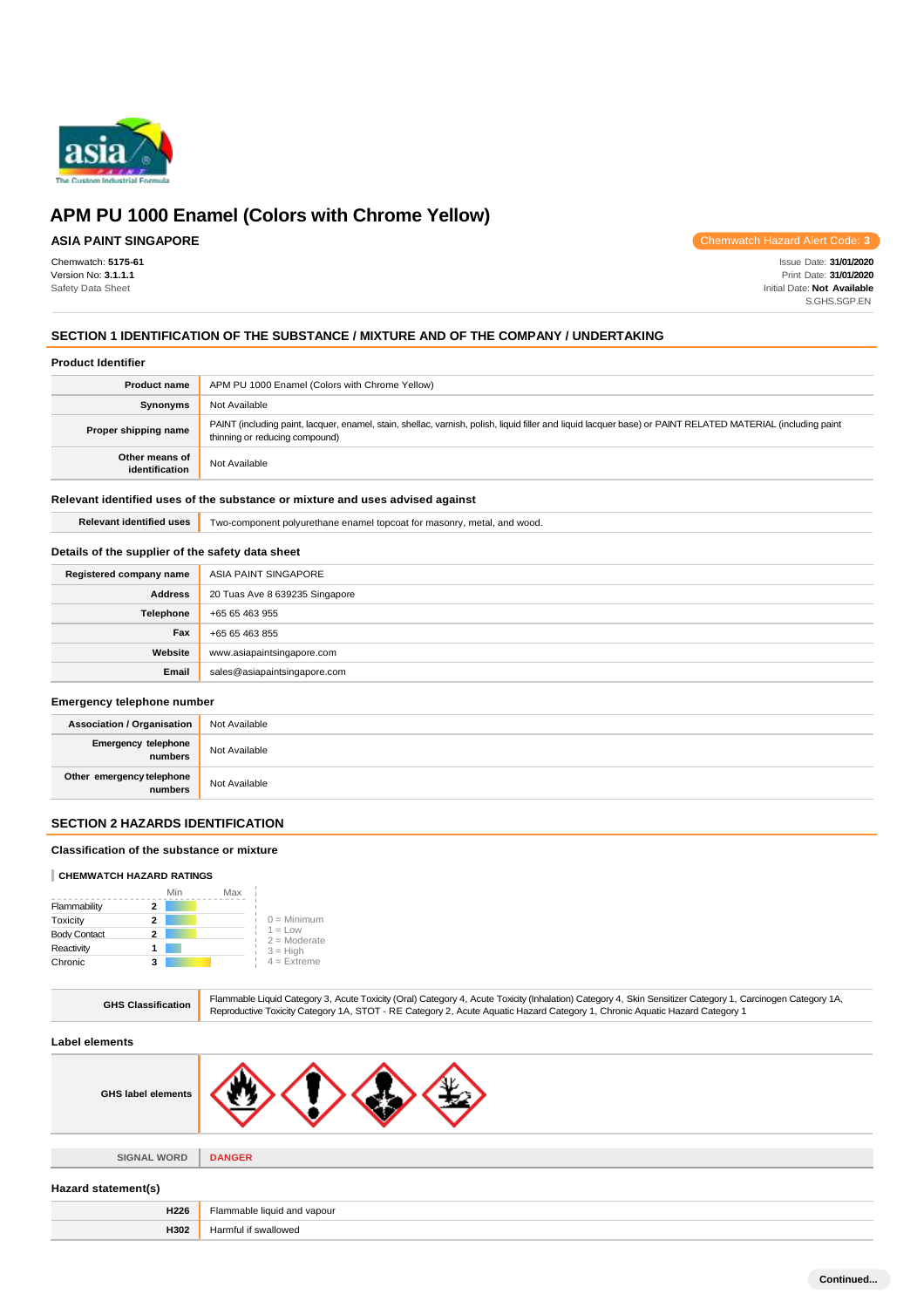# APM PU 1000 Enamel (Colors with Chrome Yellow)

**ASIA PAINT SINGAPORE**

Chemwatch Hazard Alert Code: **3**

Chemwatch: **5175-61**
Version No: **3.1.1.1**
Safety Data Sheet

Issue Date: **31/01/2020**
Print Date: **31/01/2020**
Initial Date: **Not Available**
S.GHS.SGP.EN

## SECTION 1 IDENTIFICATION OF THE SUBSTANCE / MIXTURE AND OF THE COMPANY / UNDERTAKING

### Product Identifier

| | |
|---|---|
| **Product name** | APM PU 1000 Enamel (Colors with Chrome Yellow) |
| **Synonyms** | Not Available |
| **Proper shipping name** | PAINT (including paint, lacquer, enamel, stain, shellac, varnish, polish, liquid filler and liquid lacquer base) or PAINT RELATED MATERIAL (including paint thinning or reducing compound) |
| **Other means of identification** | Not Available |

### Relevant identified uses of the substance or mixture and uses advised against

| | |
|---|---|
| **Relevant identified uses** | Two-component polyurethane enamel topcoat for masonry, metal, and wood. |

### Details of the supplier of the safety data sheet

| | |
|---|---|
| **Registered company name** | ASIA PAINT SINGAPORE |
| **Address** | 20 Tuas Ave 8 639235 Singapore |
| **Telephone** | +65 65 463 955 |
| **Fax** | +65 65 463 855 |
| **Website** | www.asiapaintsingapore.com |
| **Email** | sales@asiapaintsingapore.com |

### Emergency telephone number

| | |
|---|---|
| **Association / Organisation** | Not Available |
| **Emergency telephone numbers** | Not Available |
| **Other emergency telephone numbers** | Not Available |

## SECTION 2 HAZARDS IDENTIFICATION

### Classification of the substance or mixture

**CHEMWATCH HAZARD RATINGS**

| | Rating |
|---|---|
| Flammability | 2 |
| Toxicity | 2 |
| Body Contact | 2 |
| Reactivity | 1 |
| Chronic | 3 |

0 = Minimum
1 = Low
2 = Moderate
3 = High
4 = Extreme

| | |
|---|---|
| **GHS Classification** | Flammable Liquid Category 3, Acute Toxicity (Oral) Category 4, Acute Toxicity (Inhalation) Category 4, Skin Sensitizer Category 1, Carcinogen Category 1A, Reproductive Toxicity Category 1A, STOT - RE Category 2, Acute Aquatic Hazard Category 1, Chronic Aquatic Hazard Category 1 |

### Label elements

| | |
|---|---|
| **GHS label elements** | |
| **SIGNAL WORD** | **DANGER** |

### Hazard statement(s)

| | |
|---|---|
| **H226** | Flammable liquid and vapour |
| **H302** | Harmful if swallowed |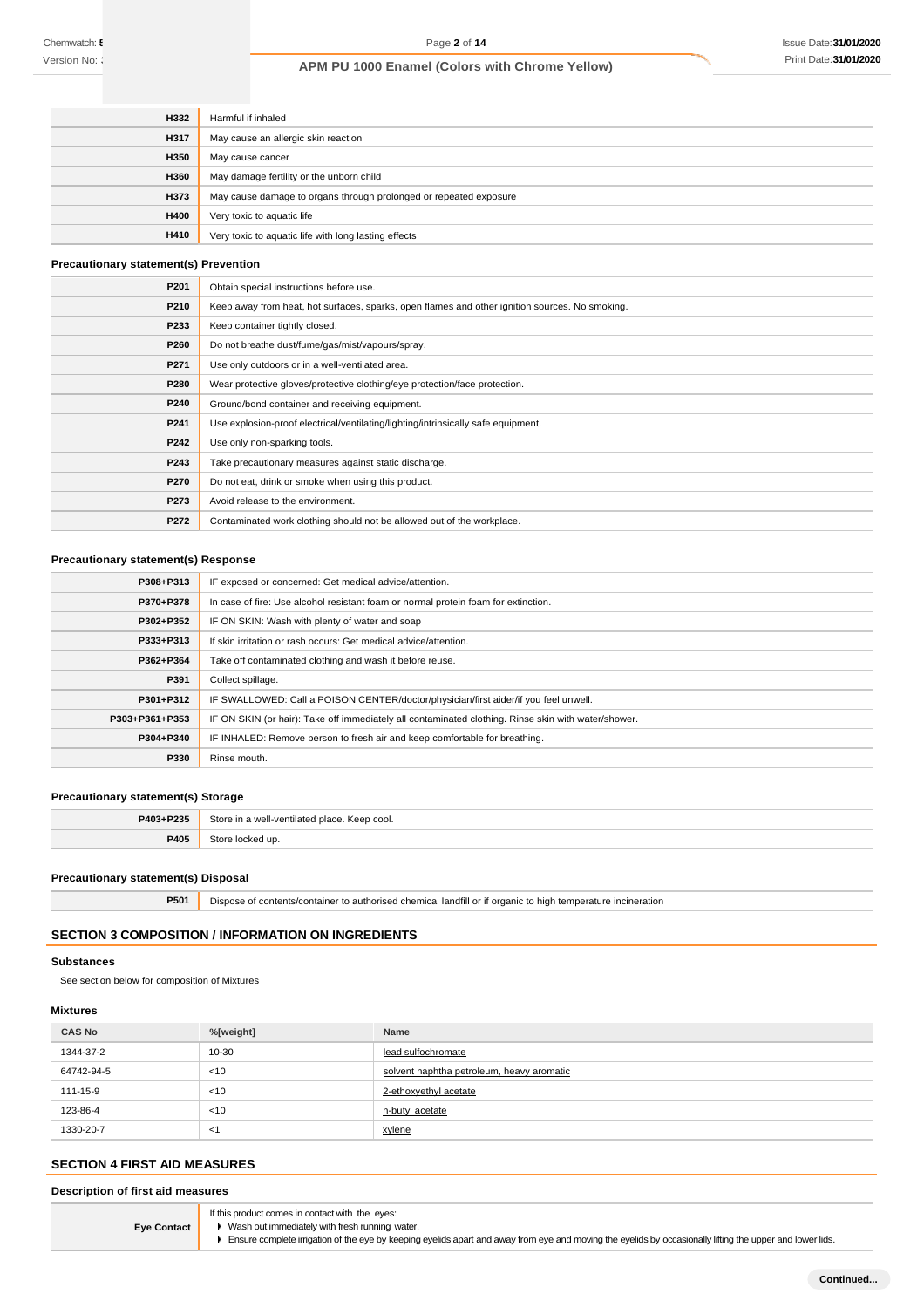| | |
|---|---|
| H332 | Harmful if inhaled |
| H317 | May cause an allergic skin reaction |
| H350 | May cause cancer |
| H360 | May damage fertility or the unborn child |
| H373 | May cause damage to organs through prolonged or repeated exposure |
| H400 | Very toxic to aquatic life |
| H410 | Very toxic to aquatic life with long lasting effects |

### Precautionary statement(s) Prevention

| | |
|---|---|
| P201 | Obtain special instructions before use. |
| P210 | Keep away from heat, hot surfaces, sparks, open flames and other ignition sources. No smoking. |
| P233 | Keep container tightly closed. |
| P260 | Do not breathe dust/fume/gas/mist/vapours/spray. |
| P271 | Use only outdoors or in a well-ventilated area. |
| P280 | Wear protective gloves/protective clothing/eye protection/face protection. |
| P240 | Ground/bond container and receiving equipment. |
| P241 | Use explosion-proof electrical/ventilating/lighting/intrinsically safe equipment. |
| P242 | Use only non-sparking tools. |
| P243 | Take precautionary measures against static discharge. |
| P270 | Do not eat, drink or smoke when using this product. |
| P273 | Avoid release to the environment. |
| P272 | Contaminated work clothing should not be allowed out of the workplace. |

### Precautionary statement(s) Response

| | |
|---|---|
| P308+P313 | IF exposed or concerned: Get medical advice/attention. |
| P370+P378 | In case of fire: Use alcohol resistant foam or normal protein foam for extinction. |
| P302+P352 | IF ON SKIN: Wash with plenty of water and soap |
| P333+P313 | If skin irritation or rash occurs: Get medical advice/attention. |
| P362+P364 | Take off contaminated clothing and wash it before reuse. |
| P391 | Collect spillage. |
| P301+P312 | IF SWALLOWED: Call a POISON CENTER/doctor/physician/first aider/if you feel unwell. |
| P303+P361+P353 | IF ON SKIN (or hair): Take off immediately all contaminated clothing. Rinse skin with water/shower. |
| P304+P340 | IF INHALED: Remove person to fresh air and keep comfortable for breathing. |
| P330 | Rinse mouth. |

### Precautionary statement(s) Storage

| | |
|---|---|
| P403+P235 | Store in a well-ventilated place. Keep cool. |
| P405 | Store locked up. |

### Precautionary statement(s) Disposal

| | |
|---|---|
| P501 | Dispose of contents/container to authorised chemical landfill or if organic to high temperature incineration |

## SECTION 3 COMPOSITION / INFORMATION ON INGREDIENTS

### Substances

See section below for composition of Mixtures

### Mixtures

| CAS No | %[weight] | Name |
|---|---|---|
| 1344-37-2 | 10-30 | lead sulfochromate |
| 64742-94-5 | <10 | solvent naphtha petroleum, heavy aromatic |
| 111-15-9 | <10 | 2-ethoxyethyl acetate |
| 123-86-4 | <10 | n-butyl acetate |
| 1330-20-7 | <1 | xylene |

## SECTION 4 FIRST AID MEASURES

### Description of first aid measures

| | |
|---|---|
| Eye Contact | If this product comes in contact with the eyes:<br>▸ Wash out immediately with fresh running water.<br>▸ Ensure complete irrigation of the eye by keeping eyelids apart and away from eye and moving the eyelids by occasionally lifting the upper and lower lids. |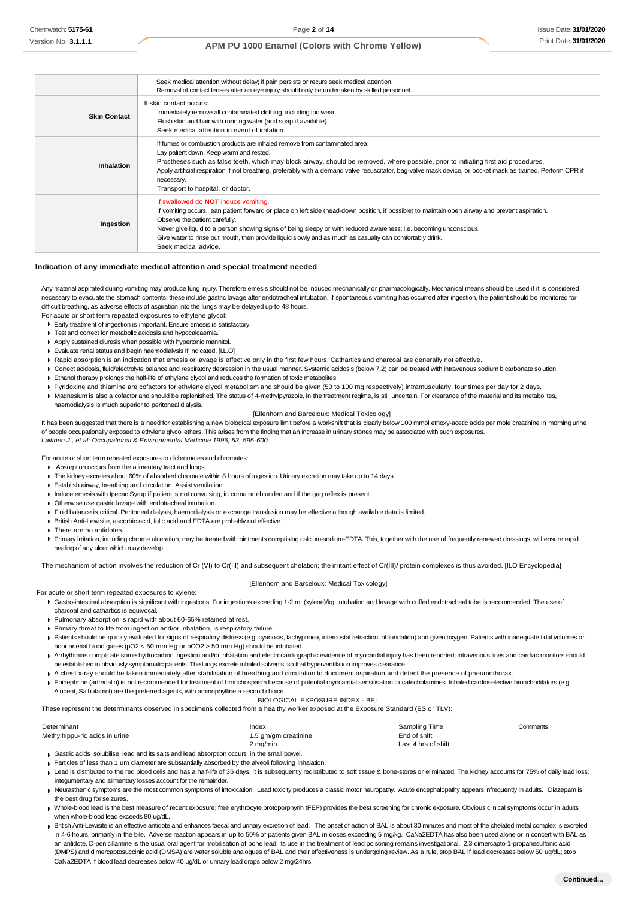| | |
|---|---|
| | Seek medical attention without delay; if pain persists or recurs seek medical attention.<br>Removal of contact lenses after an eye injury should only be undertaken by skilled personnel. |
| **Skin Contact** | If skin contact occurs:<br>Immediately remove all contaminated clothing, including footwear.<br>Flush skin and hair with running water (and soap if available).<br>Seek medical attention in event of irritation. |
| **Inhalation** | If fumes or combustion products are inhaled remove from contaminated area.<br>Lay patient down. Keep warm and rested.<br>Prostheses such as false teeth, which may block airway, should be removed, where possible, prior to initiating first aid procedures.<br>Apply artificial respiration if not breathing, preferably with a demand valve resuscitator, bag-valve mask device, or pocket mask as trained. Perform CPR if necessary.<br>Transport to hospital, or doctor. |
| **Ingestion** | If swallowed do **NOT** induce vomiting.<br>If vomiting occurs, lean patient forward or place on left side (head-down position, if possible) to maintain open airway and prevent aspiration.<br>Observe the patient carefully.<br>Never give liquid to a person showing signs of being sleepy or with reduced awareness; i.e. becoming unconscious.<br>Give water to rinse out mouth, then provide liquid slowly and as much as casualty can comfortably drink.<br>Seek medical advice. |

### Indication of any immediate medical attention and special treatment needed

Any material aspirated during vomiting may produce lung injury. Therefore emesis should not be induced mechanically or pharmacologically. Mechanical means should be used if it is considered necessary to evacuate the stomach contents; these include gastric lavage after endotracheal intubation. If spontaneous vomiting has occurred after ingestion, the patient should be monitored for difficult breathing, as adverse effects of aspiration into the lungs may be delayed up to 48 hours.

For acute or short term repeated exposures to ethylene glycol:

- Early treatment of ingestion is important. Ensure emesis is satisfactory.
- Test and correct for metabolic acidosis and hypocalcaemia.
- Apply sustained diuresis when possible with hypertonic mannitol.
- Evaluate renal status and begin haemodialysis if indicated. [I.L.O]
- Rapid absorption is an indication that emesis or lavage is effective only in the first few hours. Cathartics and charcoal are generally not effective.
- Correct acidosis, fluid/electrolyte balance and respiratory depression in the usual manner. Systemic acidosis (below 7.2) can be treated with intravenous sodium bicarbonate solution.
- Ethanol therapy prolongs the half-life of ethylene glycol and reduces the formation of toxic metabolites.
- Pyridoxine and thiamine are cofactors for ethylene glycol metabolism and should be given (50 to 100 mg respectively) intramuscularly, four times per day for 2 days.
- Magnesium is also a cofactor and should be replenished. The status of 4-methylpyrazole, in the treatment regime, is still uncertain. For clearance of the material and its metabolites, haemodialysis is much superior to peritoneal dialysis.

[Ellenhorn and Barceloux: Medical Toxicology]

It has been suggested that there is a need for establishing a new biological exposure limit before a workshift that is clearly below 100 mmol ethoxy-acetic acids per mole creatinine in morning urine of people occupationally exposed to ethylene glycol ethers. This arises from the finding that an increase in urinary stones may be associated with such exposures.
*Laitinen J., et al: Occupational & Environmental Medicine 1996; 53, 595-600*

For acute or short term repeated exposures to dichromates and chromates:

- Absorption occurs from the alimentary tract and lungs.
- The kidney excretes about 60% of absorbed chromate within 8 hours of ingestion. Urinary excretion may take up to 14 days.
- Establish airway, breathing and circulation. Assist ventilation.
- Induce emesis with Ipecac Syrup if patient is not convulsing, in coma or obtunded and if the gag reflex is present.
- Otherwise use gastric lavage with endotracheal intubation.
- Fluid balance is critical. Peritoneal dialysis, haemodialysis or exchange transfusion may be effective although available data is limited.
- British Anti-Lewisite, ascorbic acid, folic acid and EDTA are probably not effective.
- There are no antidotes.
- Primary irritation, including chrome ulceration, may be treated with ointments comprising calcium-sodium-EDTA. This, together with the use of frequently renewed dressings, will ensure rapid healing of any ulcer which may develop.

The mechanism of action involves the reduction of Cr (VI) to Cr(III) and subsequent chelation; the irritant effect of Cr(III)/ protein complexes is thus avoided. [ILO Encyclopedia]

[Ellenhorn and Barceloux: Medical Toxicology]

For acute or short term repeated exposures to xylene:

- Gastro-intestinal absorption is significant with ingestions. For ingestions exceeding 1-2 ml (xylene)/kg, intubation and lavage with cuffed endotracheal tube is recommended. The use of charcoal and cathartics is equivocal.
- Pulmonary absorption is rapid with about 60-65% retained at rest.
- Primary threat to life from ingestion and/or inhalation, is respiratory failure.
- Patients should be quickly evaluated for signs of respiratory distress (e.g. cyanosis, tachypnoea, intercostal retraction, obtundation) and given oxygen. Patients with inadequate tidal volumes or poor arterial blood gases ($pO_2$ < 50 mm Hg or $pCO_2$ > 50 mm Hg) should be intubated.
- Arrhythmias complicate some hydrocarbon ingestion and/or inhalation and electrocardiographic evidence of myocardial injury has been reported; intravenous lines and cardiac monitors should be established in obviously symptomatic patients. The lungs excrete inhaled solvents, so that hyperventilation improves clearance.
- A chest x-ray should be taken immediately after stabilisation of breathing and circulation to document aspiration and detect the presence of pneumothorax.
- Epinephrine (adrenalin) is not recommended for treatment of bronchospasm because of potential myocardial sensitisation to catecholamines. Inhaled cardioselective bronchodilators (e.g. Alupent, Salbutamol) are the preferred agents, with aminophylline a second choice.

BIOLOGICAL EXPOSURE INDEX - BEI

These represent the determinants observed in specimens collected from a healthy worker exposed at the Exposure Standard (ES or TLV):

| Determinant | Index | Sampling Time | Comments |
|---|---|---|---|
| Methylhippu-ric acids in urine | 1.5 gm/gm creatinine | End of shift | |
| | 2 mg/min | Last 4 hrs of shift | |

- Gastric acids solubilise lead and its salts and lead absorption occurs in the small bowel.
- Particles of less than 1 um diameter are substantially absorbed by the alveoli following inhalation.
- Lead is distributed to the red blood cells and has a half-life of 35 days. It is subsequently redistributed to soft tissue & bone-stores or eliminated. The kidney accounts for 75% of daily lead loss; integumentary and alimentary losses account for the remainder.
- Neurasthenic symptoms are the most common symptoms of intoxication. Lead toxicity produces a classic motor neuropathy. Acute encephalopathy appears infrequently in adults. Diazepam is the best drug for seizures.
- Whole-blood lead is the best measure of recent exposure; free erythrocyte protoporphyrin (FEP) provides the best screening for chronic exposure. Obvious clinical symptoms occur in adults when whole-blood lead exceeds 80 ug/dL.
- British Anti-Lewisite is an effective antidote and enhances faecal and urinary excretion of lead. The onset of action of BAL is about 30 minutes and most of the chelated metal complex is excreted in 4-6 hours, primarily in the bile. Adverse reaction appears in up to 50% of patients given BAL in doses exceeding 5 mg/kg. $CaNa_2EDTA$ has also been used alone or in concert with BAL as an antidote. D-penicillamine is the usual oral agent for mobilisation of bone lead; its use in the treatment of lead poisoning remains investigational. 2,3-dimercapto-1-propanesulfonic acid (DMPS) and dimercaptosuccinic acid (DMSA) are water soluble analogues of BAL and their effectiveness is undergoing review. As a rule, stop BAL if lead decreases below 50 ug/dL; stop $CaNa_2EDTA$ if blood lead decreases below 40 ug/dL or urinary lead drops below 2 mg/24hrs.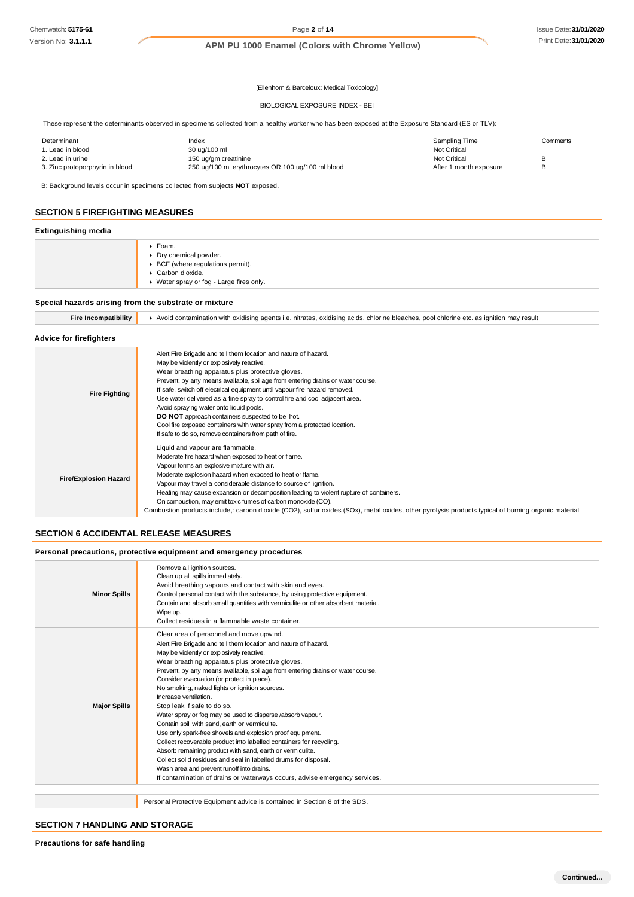[Ellenhorn & Barceloux: Medical Toxicology]

BIOLOGICAL EXPOSURE INDEX - BEI

These represent the determinants observed in specimens collected from a healthy worker who has been exposed at the Exposure Standard (ES or TLV):

| Determinant | Index | Sampling Time | Comments |
|---|---|---|---|
| 1. Lead in blood | 30 ug/100 ml | Not Critical | |
| 2. Lead in urine | 150 ug/gm creatinine | Not Critical | B |
| 3. Zinc protoporphyrin in blood | 250 ug/100 ml erythrocytes OR 100 ug/100 ml blood | After 1 month exposure | B |

B: Background levels occur in specimens collected from subjects **NOT** exposed.

## SECTION 5 FIREFIGHTING MEASURES

### Extinguishing media

- Foam.
- Dry chemical powder.
- BCF (where regulations permit).
- Carbon dioxide.
- Water spray or fog - Large fires only.

### Special hazards arising from the substrate or mixture

| | |
|---|---|
| **Fire Incompatibility** | Avoid contamination with oxidising agents i.e. nitrates, oxidising acids, chlorine bleaches, pool chlorine etc. as ignition may result |

### Advice for firefighters

| | |
|---|---|
| **Fire Fighting** | Alert Fire Brigade and tell them location and nature of hazard.<br>May be violently or explosively reactive.<br>Wear breathing apparatus plus protective gloves.<br>Prevent, by any means available, spillage from entering drains or water course.<br>If safe, switch off electrical equipment until vapour fire hazard removed.<br>Use water delivered as a fine spray to control fire and cool adjacent area.<br>Avoid spraying water onto liquid pools.<br>**DO NOT** approach containers suspected to be hot.<br>Cool fire exposed containers with water spray from a protected location.<br>If safe to do so, remove containers from path of fire. |
| **Fire/Explosion Hazard** | Liquid and vapour are flammable.<br>Moderate fire hazard when exposed to heat or flame.<br>Vapour forms an explosive mixture with air.<br>Moderate explosion hazard when exposed to heat or flame.<br>Vapour may travel a considerable distance to source of ignition.<br>Heating may cause expansion or decomposition leading to violent rupture of containers.<br>On combustion, may emit toxic fumes of carbon monoxide (CO).<br>Combustion products include,: carbon dioxide (CO2), sulfur oxides (SOx), metal oxides, other pyrolysis products typical of burning organic material |

## SECTION 6 ACCIDENTAL RELEASE MEASURES

### Personal precautions, protective equipment and emergency procedures

| | |
|---|---|
| **Minor Spills** | Remove all ignition sources.<br>Clean up all spills immediately.<br>Avoid breathing vapours and contact with skin and eyes.<br>Control personal contact with the substance, by using protective equipment.<br>Contain and absorb small quantities with vermiculite or other absorbent material.<br>Wipe up.<br>Collect residues in a flammable waste container. |
| **Major Spills** | Clear area of personnel and move upwind.<br>Alert Fire Brigade and tell them location and nature of hazard.<br>May be violently or explosively reactive.<br>Wear breathing apparatus plus protective gloves.<br>Prevent, by any means available, spillage from entering drains or water course.<br>Consider evacuation (or protect in place).<br>No smoking, naked lights or ignition sources.<br>Increase ventilation.<br>Stop leak if safe to do so.<br>Water spray or fog may be used to disperse /absorb vapour.<br>Contain spill with sand, earth or vermiculite.<br>Use only spark-free shovels and explosion proof equipment.<br>Collect recoverable product into labelled containers for recycling.<br>Absorb remaining product with sand, earth or vermiculite.<br>Collect solid residues and seal in labelled drums for disposal.<br>Wash area and prevent runoff into drains.<br>If contamination of drains or waterways occurs, advise emergency services. |

Personal Protective Equipment advice is contained in Section 8 of the SDS.

## SECTION 7 HANDLING AND STORAGE

### Precautions for safe handling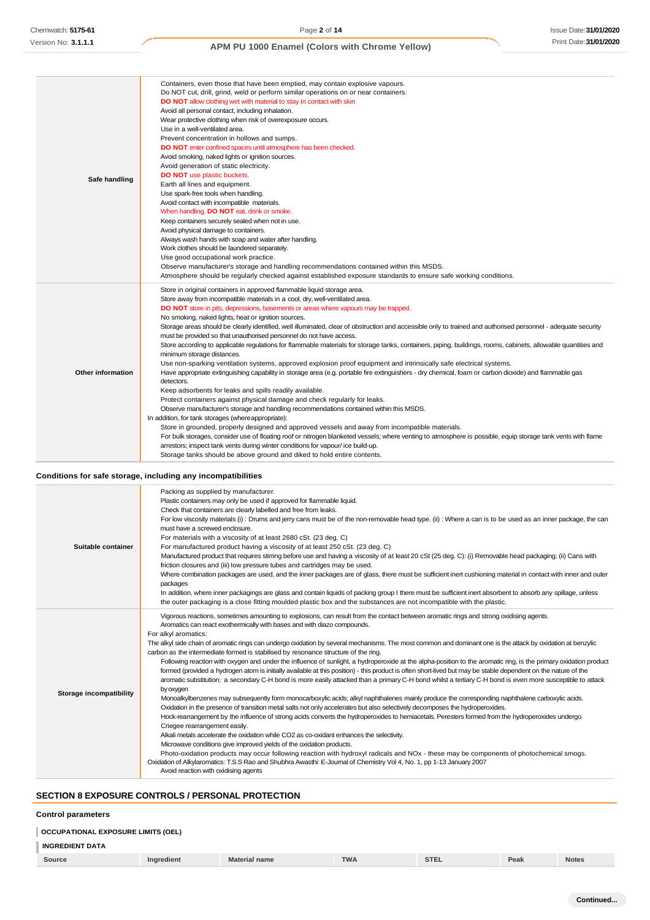| | |
|---|---|
| **Safe handling** | Containers, even those that have been emptied, may contain explosive vapours.<br>Do NOT cut, drill, grind, weld or perform similar operations on or near containers.<br>**DO NOT** allow clothing wet with material to stay in contact with skin<br>Avoid all personal contact, including inhalation.<br>Wear protective clothing when risk of overexposure occurs.<br>Use in a well-ventilated area.<br>Prevent concentration in hollows and sumps.<br>**DO NOT** enter confined spaces until atmosphere has been checked.<br>Avoid smoking, naked lights or ignition sources.<br>Avoid generation of static electricity.<br>**DO NOT** use plastic buckets.<br>Earth all lines and equipment.<br>Use spark-free tools when handling.<br>Avoid contact with incompatible materials.<br>When handling, **DO NOT** eat, drink or smoke.<br>Keep containers securely sealed when not in use.<br>Avoid physical damage to containers.<br>Always wash hands with soap and water after handling.<br>Work clothes should be laundered separately.<br>Use good occupational work practice.<br>Observe manufacturer's storage and handling recommendations contained within this MSDS.<br>Atmosphere should be regularly checked against established exposure standards to ensure safe working conditions. |
| **Other information** | Store in original containers in approved flammable liquid storage area.<br>Store away from incompatible materials in a cool, dry, well-ventilated area.<br>**DO NOT** store in pits, depressions, basements or areas where vapours may be trapped.<br>No smoking, naked lights, heat or ignition sources.<br>Storage areas should be clearly identified, well illuminated, clear of obstruction and accessible only to trained and authorised personnel - adequate security must be provided so that unauthorised personnel do not have access.<br>Store according to applicable regulations for flammable materials for storage tanks, containers, piping, buildings, rooms, cabinets, allowable quantities and minimum storage distances.<br>Use non-sparking ventilation systems, approved explosion proof equipment and intrinsically safe electrical systems.<br>Have appropriate extinguishing capability in storage area (e.g. portable fire extinguishers - dry chemical, foam or carbon dioxide) and flammable gas detectors.<br>Keep adsorbents for leaks and spills readily available.<br>Protect containers against physical damage and check regularly for leaks.<br>Observe manufacturer's storage and handling recommendations contained within this MSDS.<br>In addition, for tank storages (where appropriate):<br>Store in grounded, properly designed and approved vessels and away from incompatible materials.<br>For bulk storages, consider use of floating roof or nitrogen blanketed vessels; where venting to atmosphere is possible, equip storage tank vents with flame arrestors; inspect tank vents during winter conditions for vapour/ ice build-up.<br>Storage tanks should be above ground and diked to hold entire contents. |

### Conditions for safe storage, including any incompatibilities

| | |
|---|---|
| **Suitable container** | Packing as supplied by manufacturer.<br>Plastic containers may only be used if approved for flammable liquid.<br>Check that containers are clearly labelled and free from leaks.<br>For low viscosity materials (i) : Drums and jerry cans must be of the non-removable head type. (ii) : Where a can is to be used as an inner package, the can must have a screwed enclosure.<br>For materials with a viscosity of at least 2680 cSt. (23 deg. C)<br>For manufactured product having a viscosity of at least 250 cSt. (23 deg. C)<br>Manufactured product that requires stirring before use and having a viscosity of at least 20 cSt (25 deg. C): (i) Removable head packaging; (ii) Cans with friction closures and (iii) low pressure tubes and cartridges may be used.<br>Where combination packages are used, and the inner packages are of glass, there must be sufficient inert cushioning material in contact with inner and outer packages<br>In addition, where inner packagings are glass and contain liquids of packing group I there must be sufficient inert absorbent to absorb any spillage, unless the outer packaging is a close fitting moulded plastic box and the substances are not incompatible with the plastic. |
| **Storage incompatibility** | Vigorous reactions, sometimes amounting to explosions, can result from the contact between aromatic rings and strong oxidising agents.<br>Aromatics can react exothermically with bases and with diazo compounds.<br>For alkyl aromatics:<br>The alkyl side chain of aromatic rings can undergo oxidation by several mechanisms. The most common and dominant one is the attack by oxidation at benzylic carbon as the intermediate formed is stabilised by resonance structure of the ring.<br>Following reaction with oxygen and under the influence of sunlight, a hydroperoxide at the alpha-position to the aromatic ring, is the primary oxidation product formed (provided a hydrogen atom is initially available at this position) - this product is often short-lived but may be stable dependent on the nature of the aromatic substitution; a secondary C-H bond is more easily attacked than a primary C-H bond whilst a tertiary C-H bond is even more susceptible to attack by oxygen<br>Monoalkylbenzenes may subsequently form monocarboxylic acids; alkyl naphthalenes mainly produce the corresponding naphthalene carboxylic acids.<br>Oxidation in the presence of transition metal salts not only accelerates but also selectively decomposes the hydroperoxides.<br>Hock-rearrangement by the influence of strong acids converts the hydroperoxides to hemiacetals. Peresters formed from the hydroperoxides undergo Criegee rearrangement easily.<br>Alkali metals accelerate the oxidation while CO2 as co-oxidant enhances the selectivity.<br>Microwave conditions give improved yields of the oxidation products.<br>Photo-oxidation products may occur following reaction with hydroxyl radicals and NOx - these may be components of photochemical smogs.<br>Oxidation of Alkylaromatics: T.S.S Rao and Shubhra Awasthi: E-Journal of Chemistry Vol 4, No. 1, pp 1-13 January 2007<br>Avoid reaction with oxidising agents |

## SECTION 8 EXPOSURE CONTROLS / PERSONAL PROTECTION

### Control parameters

#### OCCUPATIONAL EXPOSURE LIMITS (OEL)

#### INGREDIENT DATA

| Source | Ingredient | Material name | TWA | STEL | Peak | Notes |
|---|---|---|---|---|---|---|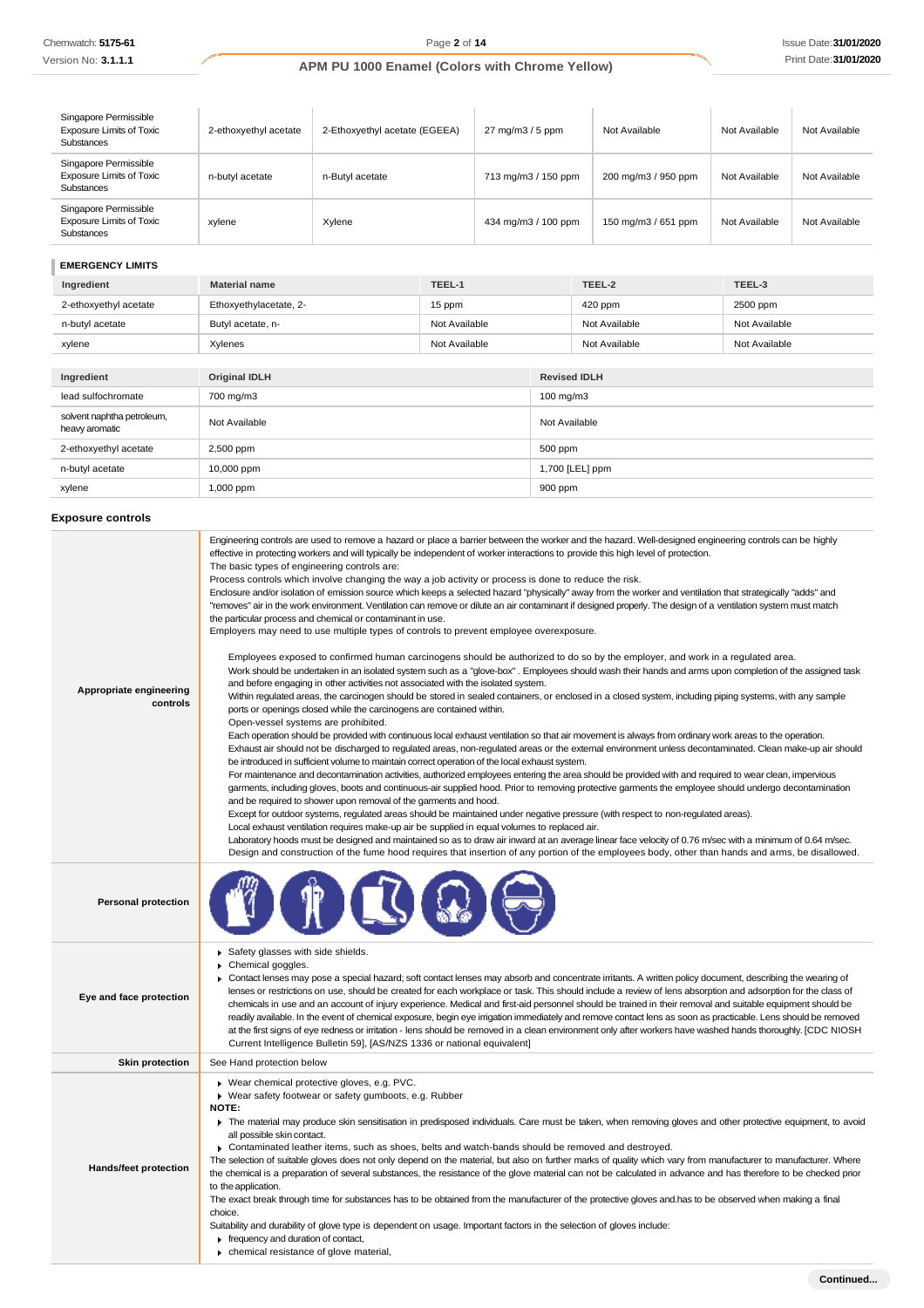| Singapore Permissible Exposure Limits of Toxic Substances | 2-ethoxyethyl acetate | 2-Ethoxyethyl acetate (EGEEA) | 27 mg/m3 / 5 ppm | Not Available | Not Available | Not Available |
|---|---|---|---|---|---|---|
| Singapore Permissible Exposure Limits of Toxic Substances | n-butyl acetate | n-Butyl acetate | 713 mg/m3 / 150 ppm | 200 mg/m3 / 950 ppm | Not Available | Not Available |
| Singapore Permissible Exposure Limits of Toxic Substances | xylene | Xylene | 434 mg/m3 / 100 ppm | 150 mg/m3 / 651 ppm | Not Available | Not Available |

#### EMERGENCY LIMITS

| Ingredient | Material name | TEEL-1 | TEEL-2 | TEEL-3 |
|---|---|---|---|---|
| 2-ethoxyethyl acetate | Ethoxyethylacetate, 2- | 15 ppm | 420 ppm | 2500 ppm |
| n-butyl acetate | Butyl acetate, n- | Not Available | Not Available | Not Available |
| xylene | Xylenes | Not Available | Not Available | Not Available |

| Ingredient | Original IDLH | Revised IDLH |
|---|---|---|
| lead sulfochromate | 700 mg/m3 | 100 mg/m3 |
| solvent naphtha petroleum, heavy aromatic | Not Available | Not Available |
| 2-ethoxyethyl acetate | 2,500 ppm | 500 ppm |
| n-butyl acetate | 10,000 ppm | 1,700 [LEL] ppm |
| xylene | 1,000 ppm | 900 ppm |

### Exposure controls

**Appropriate engineering controls**

Engineering controls are used to remove a hazard or place a barrier between the worker and the hazard. Well-designed engineering controls can be highly effective in protecting workers and will typically be independent of worker interactions to provide this high level of protection.
The basic types of engineering controls are:
Process controls which involve changing the way a job activity or process is done to reduce the risk.
Enclosure and/or isolation of emission source which keeps a selected hazard "physically" away from the worker and ventilation that strategically "adds" and "removes" air in the work environment. Ventilation can remove or dilute an air contaminant if designed properly. The design of a ventilation system must match the particular process and chemical or contaminant in use.
Employers may need to use multiple types of controls to prevent employee overexposure.

Employees exposed to confirmed human carcinogens should be authorized to do so by the employer, and work in a regulated area.
Work should be undertaken in an isolated system such as a "glove-box" . Employees should wash their hands and arms upon completion of the assigned task and before engaging in other activities not associated with the isolated system.
Within regulated areas, the carcinogen should be stored in sealed containers, or enclosed in a closed system, including piping systems, with any sample ports or openings closed while the carcinogens are contained within.
Open-vessel systems are prohibited.
Each operation should be provided with continuous local exhaust ventilation so that air movement is always from ordinary work areas to the operation.
Exhaust air should not be discharged to regulated areas, non-regulated areas or the external environment unless decontaminated. Clean make-up air should be introduced in sufficient volume to maintain correct operation of the local exhaust system.
For maintenance and decontamination activities, authorized employees entering the area should be provided with and required to wear clean, impervious garments, including gloves, boots and continuous-air supplied hood. Prior to removing protective garments the employee should undergo decontamination and be required to shower upon removal of the garments and hood.
Except for outdoor systems, regulated areas should be maintained under negative pressure (with respect to non-regulated areas).
Local exhaust ventilation requires make-up air be supplied in equal volumes to replaced air.
Laboratory hoods must be designed and maintained so as to draw air inward at an average linear face velocity of 0.76 m/sec with a minimum of 0.64 m/sec. Design and construction of the fume hood requires that insertion of any portion of the employees body, other than hands and arms, be disallowed.

**Personal protection**

**Eye and face protection**

- Safety glasses with side shields.
- Chemical goggles.
- Contact lenses may pose a special hazard; soft contact lenses may absorb and concentrate irritants. A written policy document, describing the wearing of lenses or restrictions on use, should be created for each workplace or task. This should include a review of lens absorption and adsorption for the class of chemicals in use and an account of injury experience. Medical and first-aid personnel should be trained in their removal and suitable equipment should be readily available. In the event of chemical exposure, begin eye irrigation immediately and remove contact lens as soon as practicable. Lens should be removed at the first signs of eye redness or irritation - lens should be removed in a clean environment only after workers have washed hands thoroughly. [CDC NIOSH Current Intelligence Bulletin 59], [AS/NZS 1336 or national equivalent]

**Skin protection**

See Hand protection below

**Hands/feet protection**

- Wear chemical protective gloves, e.g. PVC.
- Wear safety footwear or safety gumboots, e.g. Rubber

**NOTE:**

- The material may produce skin sensitisation in predisposed individuals. Care must be taken, when removing gloves and other protective equipment, to avoid all possible skin contact.
- Contaminated leather items, such as shoes, belts and watch-bands should be removed and destroyed.

The selection of suitable gloves does not only depend on the material, but also on further marks of quality which vary from manufacturer to manufacturer. Where the chemical is a preparation of several substances, the resistance of the glove material can not be calculated in advance and has therefore to be checked prior to the application.
The exact break through time for substances has to be obtained from the manufacturer of the protective gloves and.has to be observed when making a final choice.
Suitability and durability of glove type is dependent on usage. Important factors in the selection of gloves include:

- frequency and duration of contact,
- chemical resistance of glove material,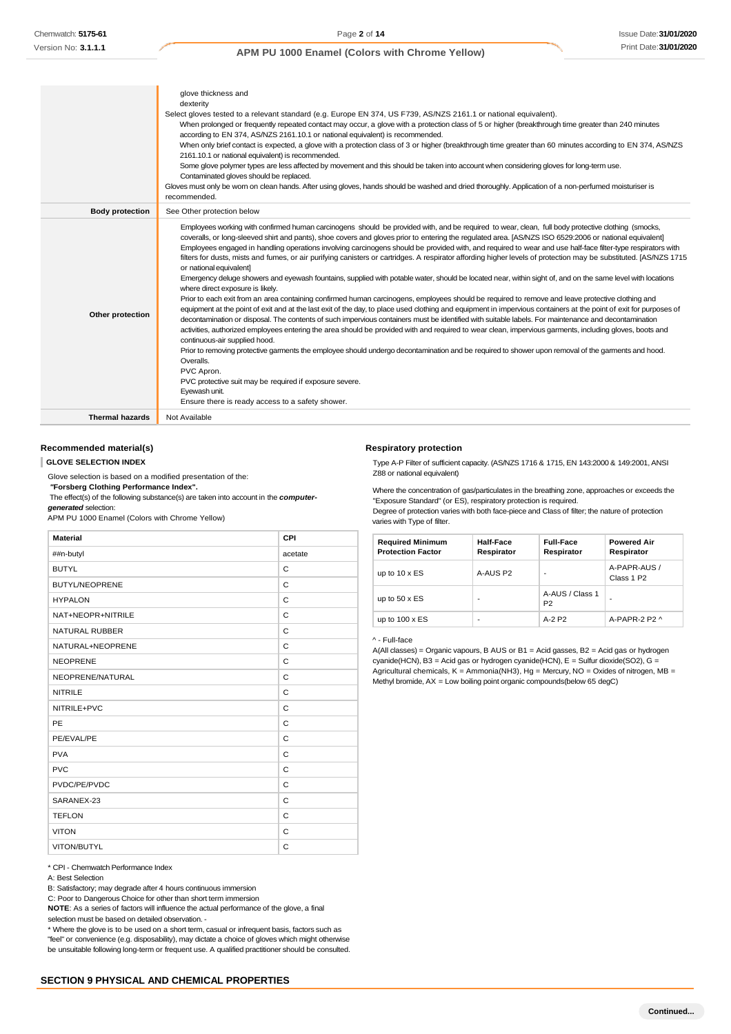|  |  |
|---|---|
|  | glove thickness and<br>dexterity<br>Select gloves tested to a relevant standard (e.g. Europe EN 374, US F739, AS/NZS 2161.1 or national equivalent).<br>When prolonged or frequently repeated contact may occur, a glove with a protection class of 5 or higher (breakthrough time greater than 240 minutes according to EN 374, AS/NZS 2161.10.1 or national equivalent) is recommended.<br>When only brief contact is expected, a glove with a protection class of 3 or higher (breakthrough time greater than 60 minutes according to EN 374, AS/NZS 2161.10.1 or national equivalent) is recommended.<br>Some glove polymer types are less affected by movement and this should be taken into account when considering gloves for long-term use.<br>Contaminated gloves should be replaced.<br>Gloves must only be worn on clean hands. After using gloves, hands should be washed and dried thoroughly. Application of a non-perfumed moisturiser is recommended. |
| **Body protection** | See Other protection below |
| **Other protection** | Employees working with confirmed human carcinogens should be provided with, and be required to wear, clean, full body protective clothing (smocks, coveralls, or long-sleeved shirt and pants), shoe covers and gloves prior to entering the regulated area. [AS/NZS ISO 6529:2006 or national equivalent]<br>Employees engaged in handling operations involving carcinogens should be provided with, and required to wear and use half-face filter-type respirators with filters for dusts, mists and fumes, or air purifying canisters or cartridges. A respirator affording higher levels of protection may be substituted. [AS/NZS 1715 or national equivalent]<br>Emergency deluge showers and eyewash fountains, supplied with potable water, should be located near, within sight of, and on the same level with locations where direct exposure is likely.<br>Prior to each exit from an area containing confirmed human carcinogens, employees should be required to remove and leave protective clothing and equipment at the point of exit and at the last exit of the day, to place used clothing and equipment in impervious containers at the point of exit for purposes of decontamination or disposal. The contents of such impervious containers must be identified with suitable labels. For maintenance and decontamination activities, authorized employees entering the area should be provided with and required to wear clean, impervious garments, including gloves, boots and continuous-air supplied hood.<br>Prior to removing protective garments the employee should undergo decontamination and be required to shower upon removal of the garments and hood.<br>Overalls.<br>PVC Apron.<br>PVC protective suit may be required if exposure severe.<br>Eyewash unit.<br>Ensure there is ready access to a safety shower. |
| **Thermal hazards** | Not Available |

### Recommended material(s)

**GLOVE SELECTION INDEX**

Glove selection is based on a modified presentation of the:
***"Forsberg Clothing Performance Index".***
The effect(s) of the following substance(s) are taken into account in the ***computer-generated*** selection:
APM PU 1000 Enamel (Colors with Chrome Yellow)

| Material | CPI |
|---|---|
| ##n-butyl | acetate |
| BUTYL | C |
| BUTYL/NEOPRENE | C |
| HYPALON | C |
| NAT+NEOPR+NITRILE | C |
| NATURAL RUBBER | C |
| NATURAL+NEOPRENE | C |
| NEOPRENE | C |
| NEOPRENE/NATURAL | C |
| NITRILE | C |
| NITRILE+PVC | C |
| PE | C |
| PE/EVAL/PE | C |
| PVA | C |
| PVC | C |
| PVDC/PE/PVDC | C |
| SARANEX-23 | C |
| TEFLON | C |
| VITON | C |
| VITON/BUTYL | C |

* CPI - Chemwatch Performance Index
A: Best Selection
B: Satisfactory; may degrade after 4 hours continuous immersion
C: Poor to Dangerous Choice for other than short term immersion
**NOTE**: As a series of factors will influence the actual performance of the glove, a final selection must be based on detailed observation. -
* Where the glove is to be used on a short term, casual or infrequent basis, factors such as "feel" or convenience (e.g. disposability), may dictate a choice of gloves which might otherwise be unsuitable following long-term or frequent use. A qualified practitioner should be consulted.

### Respiratory protection

Type A-P Filter of sufficient capacity. (AS/NZS 1716 & 1715, EN 143:2000 & 149:2001, ANSI Z88 or national equivalent)

Where the concentration of gas/particulates in the breathing zone, approaches or exceeds the "Exposure Standard" (or ES), respiratory protection is required.
Degree of protection varies with both face-piece and Class of filter; the nature of protection varies with Type of filter.

| Required Minimum Protection Factor | Half-Face Respirator | Full-Face Respirator | Powered Air Respirator |
|---|---|---|---|
| up to 10 x ES | A-AUS P2 | - | A-PAPR-AUS / Class 1 P2 |
| up to 50 x ES | - | A-AUS / Class 1 P2 | - |
| up to 100 x ES | - | A-2 P2 | A-PAPR-2 P2 ^ |

^ - Full-face
A(All classes) = Organic vapours, B AUS or B1 = Acid gasses, B2 = Acid gas or hydrogen cyanide(HCN), B3 = Acid gas or hydrogen cyanide(HCN), E = Sulfur dioxide($SO_2$), G = Agricultural chemicals, K = Ammonia($NH_3$), Hg = Mercury, NO = Oxides of nitrogen, MB = Methyl bromide, AX = Low boiling point organic compounds(below 65 degC)

## SECTION 9 PHYSICAL AND CHEMICAL PROPERTIES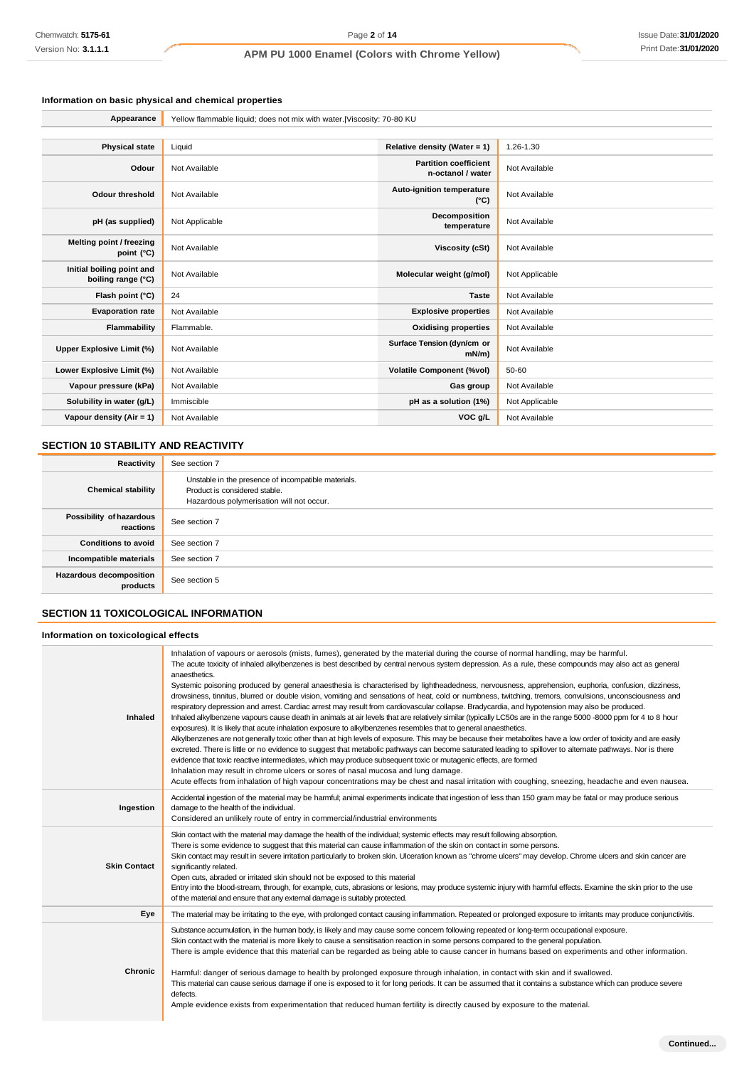### Information on basic physical and chemical properties

| Appearance | Yellow flammable liquid; does not mix with water.\|Viscosity: 70-80 KU | | |
|---|---|---|---|
| **Physical state** | Liquid | **Relative density (Water = 1)** | 1.26-1.30 |
| **Odour** | Not Available | **Partition coefficient n-octanol / water** | Not Available |
| **Odour threshold** | Not Available | **Auto-ignition temperature (°C)** | Not Available |
| **pH (as supplied)** | Not Applicable | **Decomposition temperature** | Not Available |
| **Melting point / freezing point (°C)** | Not Available | **Viscosity (cSt)** | Not Available |
| **Initial boiling point and boiling range (°C)** | Not Available | **Molecular weight (g/mol)** | Not Applicable |
| **Flash point (°C)** | 24 | **Taste** | Not Available |
| **Evaporation rate** | Not Available | **Explosive properties** | Not Available |
| **Flammability** | Flammable. | **Oxidising properties** | Not Available |
| **Upper Explosive Limit (%)** | Not Available | **Surface Tension (dyn/cm or mN/m)** | Not Available |
| **Lower Explosive Limit (%)** | Not Available | **Volatile Component (%vol)** | 50-60 |
| **Vapour pressure (kPa)** | Not Available | **Gas group** | Not Available |
| **Solubility in water (g/L)** | Immiscible | **pH as a solution (1%)** | Not Applicable |
| **Vapour density (Air = 1)** | Not Available | **VOC g/L** | Not Available |

## SECTION 10 STABILITY AND REACTIVITY

| Reactivity | See section 7 |
|---|---|
| **Chemical stability** | Unstable in the presence of incompatible materials.<br>Product is considered stable.<br>Hazardous polymerisation will not occur. |
| **Possibility of hazardous reactions** | See section 7 |
| **Conditions to avoid** | See section 7 |
| **Incompatible materials** | See section 7 |
| **Hazardous decomposition products** | See section 5 |

## SECTION 11 TOXICOLOGICAL INFORMATION

### Information on toxicological effects

| Inhaled | Inhalation of vapours or aerosols (mists, fumes), generated by the material during the course of normal handling, may be harmful.<br>The acute toxicity of inhaled alkylbenzenes is best described by central nervous system depression. As a rule, these compounds may also act as general anaesthetics.<br>Systemic poisoning produced by general anaesthesia is characterised by lightheadedness, nervousness, apprehension, euphoria, confusion, dizziness, drowsiness, tinnitus, blurred or double vision, vomiting and sensations of heat, cold or numbness, twitching, tremors, convulsions, unconsciousness and respiratory depression and arrest. Cardiac arrest may result from cardiovascular collapse. Bradycardia, and hypotension may also be produced.<br>Inhaled alkylbenzene vapours cause death in animals at air levels that are relatively similar (typically LC50s are in the range 5000 -8000 ppm for 4 to 8 hour exposures). It is likely that acute inhalation exposure to alkylbenzenes resembles that to general anaesthetics.<br>Alkylbenzenes are not generally toxic other than at high levels of exposure. This may be because their metabolites have a low order of toxicity and are easily excreted. There is little or no evidence to suggest that metabolic pathways can become saturated leading to spillover to alternate pathways. Nor is there evidence that toxic reactive intermediates, which may produce subsequent toxic or mutagenic effects, are formed<br>Inhalation may result in chrome ulcers or sores of nasal mucosa and lung damage.<br>Acute effects from inhalation of high vapour concentrations may be chest and nasal irritation with coughing, sneezing, headache and even nausea. |
|---|---|
| **Ingestion** | Accidental ingestion of the material may be harmful; animal experiments indicate that ingestion of less than 150 gram may be fatal or may produce serious damage to the health of the individual.<br>Considered an unlikely route of entry in commercial/industrial environments |
| **Skin Contact** | Skin contact with the material may damage the health of the individual; systemic effects may result following absorption.<br>There is some evidence to suggest that this material can cause inflammation of the skin on contact in some persons.<br>Skin contact may result in severe irritation particularly to broken skin. Ulceration known as "chrome ulcers" may develop. Chrome ulcers and skin cancer are significantly related.<br>Open cuts, abraded or irritated skin should not be exposed to this material<br>Entry into the blood-stream, through, for example, cuts, abrasions or lesions, may produce systemic injury with harmful effects. Examine the skin prior to the use of the material and ensure that any external damage is suitably protected. |
| **Eye** | The material may be irritating to the eye, with prolonged contact causing inflammation. Repeated or prolonged exposure to irritants may produce conjunctivitis. |
| **Chronic** | Substance accumulation, in the human body, is likely and may cause some concern following repeated or long-term occupational exposure.<br>Skin contact with the material is more likely to cause a sensitisation reaction in some persons compared to the general population.<br>There is ample evidence that this material can be regarded as being able to cause cancer in humans based on experiments and other information.<br><br>Harmful: danger of serious damage to health by prolonged exposure through inhalation, in contact with skin and if swallowed.<br>This material can cause serious damage if one is exposed to it for long periods. It can be assumed that it contains a substance which can produce severe defects.<br>Ample evidence exists from experimentation that reduced human fertility is directly caused by exposure to the material. |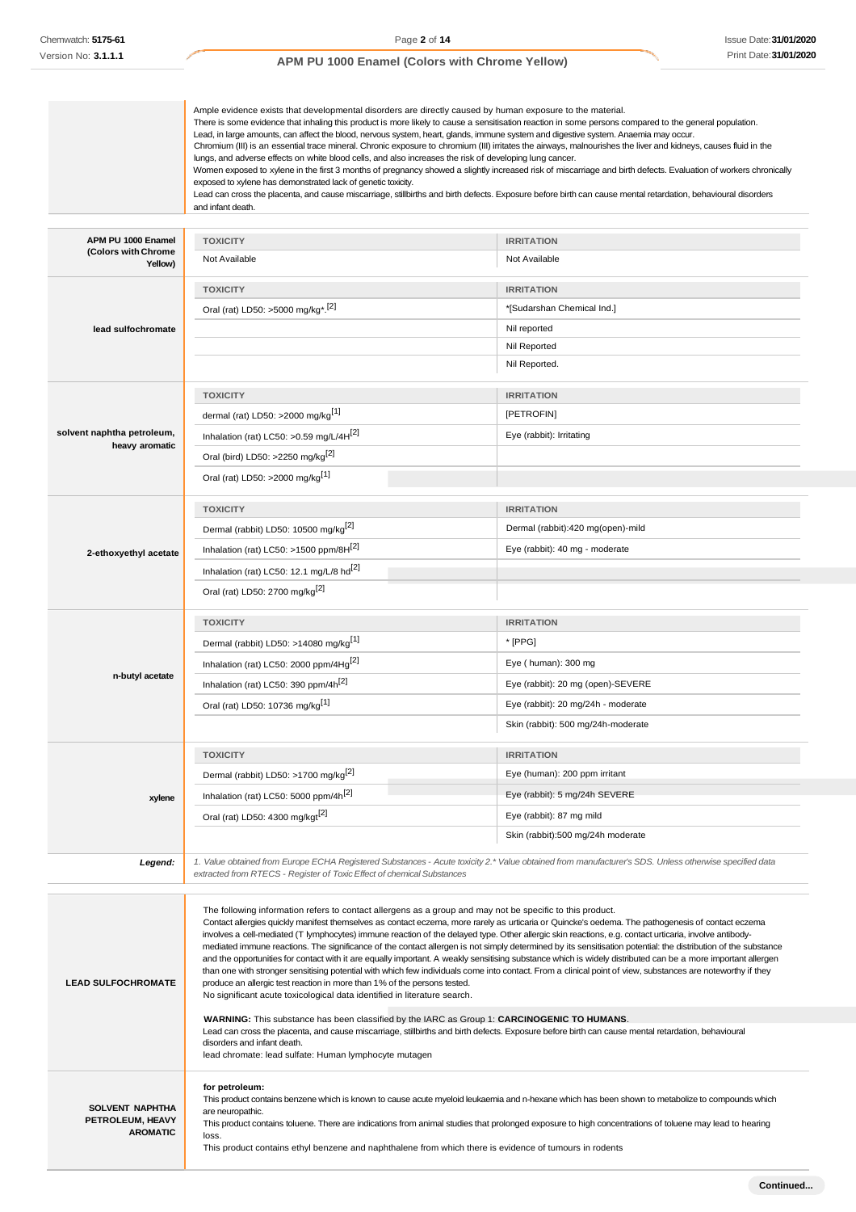| | |
|---|---|
| | Ample evidence exists that developmental disorders are directly caused by human exposure to the material.<br>There is some evidence that inhaling this product is more likely to cause a sensitisation reaction in some persons compared to the general population.<br>Lead, in large amounts, can affect the blood, nervous system, heart, glands, immune system and digestive system. Anaemia may occur.<br>Chromium (III) is an essential trace mineral. Chronic exposure to chromium (III) irritates the airways, malnourishes the liver and kidneys, causes fluid in the lungs, and adverse effects on white blood cells, and also increases the risk of developing lung cancer.<br>Women exposed to xylene in the first 3 months of pregnancy showed a slightly increased risk of miscarriage and birth defects. Evaluation of workers chronically exposed to xylene has demonstrated lack of genetic toxicity.<br>Lead can cross the placenta, and cause miscarriage, stillbirths and birth defects. Exposure before birth can cause mental retardation, behavioural disorders and infant death. |

| Substance | TOXICITY | IRRITATION |
|---|---|---|
| **APM PU 1000 Enamel (Colors with Chrome Yellow)** | Not Available | Not Available |
| **lead sulfochromate** | Oral (rat) LD50: >5000 mg/kg*.[2] | *[Sudarshan Chemical Ind.] |
| | | Nil reported |
| | | Nil Reported |
| | | Nil Reported. |
| **solvent naphtha petroleum, heavy aromatic** | dermal (rat) LD50: >2000 mg/kg[1] | [PETROFIN] |
| | Inhalation (rat) LC50: >0.59 mg/L/4H[2] | Eye (rabbit): Irritating |
| | Oral (bird) LD50: >2250 mg/kg[2] | |
| | Oral (rat) LD50: >2000 mg/kg[1] | |
| **2-ethoxyethyl acetate** | Dermal (rabbit) LD50: 10500 mg/kg[2] | Dermal (rabbit):420 mg(open)-mild |
| | Inhalation (rat) LC50: >1500 ppm/8H[2] | Eye (rabbit): 40 mg - moderate |
| | Inhalation (rat) LC50: 12.1 mg/L/8 hd[2] | |
| | Oral (rat) LD50: 2700 mg/kg[2] | |
| **n-butyl acetate** | Dermal (rabbit) LD50: >14080 mg/kg[1] | * [PPG] |
| | Inhalation (rat) LC50: 2000 ppm/4Hg[2] | Eye ( human): 300 mg |
| | Inhalation (rat) LC50: 390 ppm/4h[2] | Eye (rabbit): 20 mg (open)-SEVERE |
| | Oral (rat) LD50: 10736 mg/kg[1] | Eye (rabbit): 20 mg/24h - moderate |
| | | Skin (rabbit): 500 mg/24h-moderate |
| **xylene** | Dermal (rabbit) LD50: >1700 mg/kg[2] | Eye (human): 200 ppm irritant |
| | Inhalation (rat) LC50: 5000 ppm/4h[2] | Eye (rabbit): 5 mg/24h SEVERE |
| | Oral (rat) LD50: 4300 mg/kgt[2] | Eye (rabbit): 87 mg mild |
| | | Skin (rabbit):500 mg/24h moderate |

***Legend:*** *1. Value obtained from Europe ECHA Registered Substances - Acute toxicity 2.* Value obtained from manufacturer's SDS. Unless otherwise specified data extracted from RTECS - Register of Toxic Effect of chemical Substances*

| | |
|---|---|
| **LEAD SULFOCHROMATE** | The following information refers to contact allergens as a group and may not be specific to this product.<br>Contact allergies quickly manifest themselves as contact eczema, more rarely as urticaria or Quincke's oedema. The pathogenesis of contact eczema involves a cell-mediated (T lymphocytes) immune reaction of the delayed type. Other allergic skin reactions, e.g. contact urticaria, involve antibody-mediated immune reactions. The significance of the contact allergen is not simply determined by its sensitisation potential: the distribution of the substance and the opportunities for contact with it are equally important. A weakly sensitising substance which is widely distributed can be a more important allergen than one with stronger sensitising potential with which few individuals come into contact. From a clinical point of view, substances are noteworthy if they produce an allergic test reaction in more than 1% of the persons tested.<br>No significant acute toxicological data identified in literature search.<br><br>**WARNING:** This substance has been classified by the IARC as Group 1: **CARCINOGENIC TO HUMANS**.<br>Lead can cross the placenta, and cause miscarriage, stillbirths and birth defects. Exposure before birth can cause mental retardation, behavioural disorders and infant death.<br>lead chromate: lead sulfate: Human lymphocyte mutagen |
| **SOLVENT NAPHTHA PETROLEUM, HEAVY AROMATIC** | **for petroleum:**<br>This product contains benzene which is known to cause acute myeloid leukaemia and n-hexane which has been shown to metabolize to compounds which are neuropathic.<br>This product contains toluene. There are indications from animal studies that prolonged exposure to high concentrations of toluene may lead to hearing loss.<br>This product contains ethyl benzene and naphthalene from which there is evidence of tumours in rodents |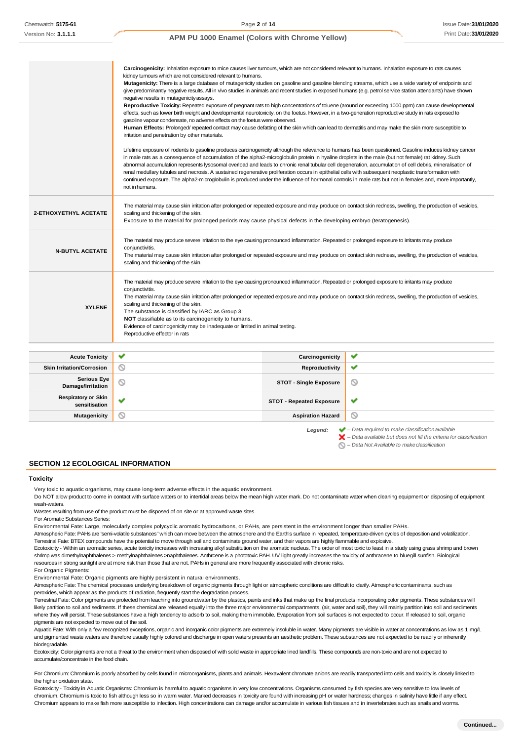| | |
|---|---|
| | **Carcinogenicity:** Inhalation exposure to mice causes liver tumours, which are not considered relevant to humans. Inhalation exposure to rats causes kidney tumours which are not considered relevant to humans.<br>**Mutagenicity:** There is a large database of mutagenicity studies on gasoline and gasoline blending streams, which use a wide variety of endpoints and give predominantly negative results. All in vivo studies in animals and recent studies in exposed humans (e.g. petrol service station attendants) have shown negative results in mutagenicity assays.<br>**Reproductive Toxicity:** Repeated exposure of pregnant rats to high concentrations of toluene (around or exceeding 1000 ppm) can cause developmental effects, such as lower birth weight and developmental neurotoxicity, on the foetus. However, in a two-generation reproductive study in rats exposed to gasoline vapour condensate, no adverse effects on the foetus were observed.<br>**Human Effects:** Prolonged/ repeated contact may cause defatting of the skin which can lead to dermatitis and may make the skin more susceptible to irritation and penetration by other materials.<br><br>Lifetime exposure of rodents to gasoline produces carcinogenicity although the relevance to humans has been questioned. Gasoline induces kidney cancer in male rats as a consequence of accumulation of the alpha2-microglobulin protein in hyaline droplets in the male (but not female) rat kidney. Such abnormal accumulation represents lysosomal overload and leads to chronic renal tubular cell degeneration, accumulation of cell debris, mineralisation of renal medullary tubules and necrosis. A sustained regenerative proliferation occurs in epithelial cells with subsequent neoplastic transformation with continued exposure. The alpha2-microglobulin is produced under the influence of hormonal controls in male rats but not in females and, more importantly, not in humans. |
| **2-ETHOXYETHYL ACETATE** | The material may cause skin irritation after prolonged or repeated exposure and may produce on contact skin redness, swelling, the production of vesicles, scaling and thickening of the skin.<br>Exposure to the material for prolonged periods may cause physical defects in the developing embryo (teratogenesis). |
| **N-BUTYL ACETATE** | The material may produce severe irritation to the eye causing pronounced inflammation. Repeated or prolonged exposure to irritants may produce conjunctivitis.<br>The material may cause skin irritation after prolonged or repeated exposure and may produce on contact skin redness, swelling, the production of vesicles, scaling and thickening of the skin. |
| **XYLENE** | The material may produce severe irritation to the eye causing pronounced inflammation. Repeated or prolonged exposure to irritants may produce conjunctivitis.<br>The material may cause skin irritation after prolonged or repeated exposure and may produce on contact skin redness, swelling, the production of vesicles, scaling and thickening of the skin.<br>The substance is classified by IARC as Group 3:<br>**NOT** classifiable as to its carcinogenicity to humans.<br>Evidence of carcinogenicity may be inadequate or limited in animal testing.<br>Reproductive effector in rats |

| | | | |
|---|---|---|---|
| **Acute Toxicity** | ✔ | **Carcinogenicity** | ✔ |
| **Skin Irritation/Corrosion** | ⃠ | **Reproductivity** | ✔ |
| **Serious Eye Damage/Irritation** | ⃠ | **STOT - Single Exposure** | ⃠ |
| **Respiratory or Skin sensitisation** | ✔ | **STOT - Repeated Exposure** | ✔ |
| **Mutagenicity** | ⃠ | **Aspiration Hazard** | ⃠ |

*Legend:*
✔ *– Data required to make classification available*
✘ *– Data available but does not fill the criteria for classification*
⃠ *– Data Not Available to make classification*

## SECTION 12 ECOLOGICAL INFORMATION

### Toxicity

Very toxic to aquatic organisms, may cause long-term adverse effects in the aquatic environment.
Do NOT allow product to come in contact with surface waters or to intertidal areas below the mean high water mark. Do not contaminate water when cleaning equipment or disposing of equipment wash-waters.
Wastes resulting from use of the product must be disposed of on site or at approved waste sites.
For Aromatic Substances Series:
Environmental Fate: Large, molecularly complex polycyclic aromatic hydrocarbons, or PAHs, are persistent in the environment longer than smaller PAHs.
Atmospheric Fate: PAHs are 'semi-volatile substances" which can move between the atmosphere and the Earth's surface in repeated, temperature-driven cycles of deposition and volatilization.
Terrestrial Fate: BTEX compounds have the potential to move through soil and contaminate ground water, and their vapors are highly flammable and explosive.
Ecotoxicity - Within an aromatic series, acute toxicity increases with increasing alkyl substitution on the aromatic nucleus. The order of most toxic to least in a study using grass shrimp and brown shrimp was dimethylnaphthalenes > methylnaphthalenes >naphthalenes. Anthrcene is a phototoxic PAH. UV light greatly increases the toxicity of anthracene to bluegill sunfish. Biological resources in strong sunlight are at more risk than those that are not. PAHs in general are more frequently associated with chronic risks.
For Organic Pigments:
Environmental Fate: Organic pigments are highly persistent in natural environments.
Atmospheric Fate: The chemical processes underlying breakdown of organic pigments through light or atmospheric conditions are difficult to clarify. Atmospheric contaminants, such as peroxides, which appear as the products of radiation, frequently start the degradation process.
Terrestrial Fate: Color pigments are protected from leaching into groundwater by the plastics, paints and inks that make up the final products incorporating color pigments. These substances will likely partition to soil and sediments. If these chemical are released equally into the three major environmental compartments, (air, water and soil), they will mainly partition into soil and sediments where they will persist. These substances have a high tendency to adsorb to soil, making them immobile. Evaporation from soil surfaces is not expected to occur. If released to soil, organic pigments are not expected to move out of the soil.
Aquatic Fate: With only a few recognized exceptions, organic and inorganic color pigments are extremely insoluble in water. Many pigments are visible in water at concentrations as low as 1 mg/L and pigmented waste waters are therefore usually highly colored and discharge in open waters presents an aesthetic problem. These substances are not expected to be readily or inherently biodegradable.
Ecotoxicity: Color pigments are not a threat to the environment when disposed of with solid waste in appropriate lined landfills. These compounds are non-toxic and are not expected to accumulate/concentrate in the food chain.

For Chromium: Chromium is poorly absorbed by cells found in microorganisms, plants and animals. Hexavalent chromate anions are readily transported into cells and toxicity is closely linked to the higher oxidation state.
Ecotoxicity - Toxicity in Aquatic Organisms: Chromium is harmful to aquatic organisms in very low concentrations. Organisms consumed by fish species are very sensitive to low levels of chromium. Chromium is toxic to fish although less so in warm water. Marked decreases in toxicity are found with increasing pH or water hardness; changes in salinity have little if any effect. Chromium appears to make fish more susceptible to infection. High concentrations can damage and/or accumulate in various fish tissues and in invertebrates such as snails and worms.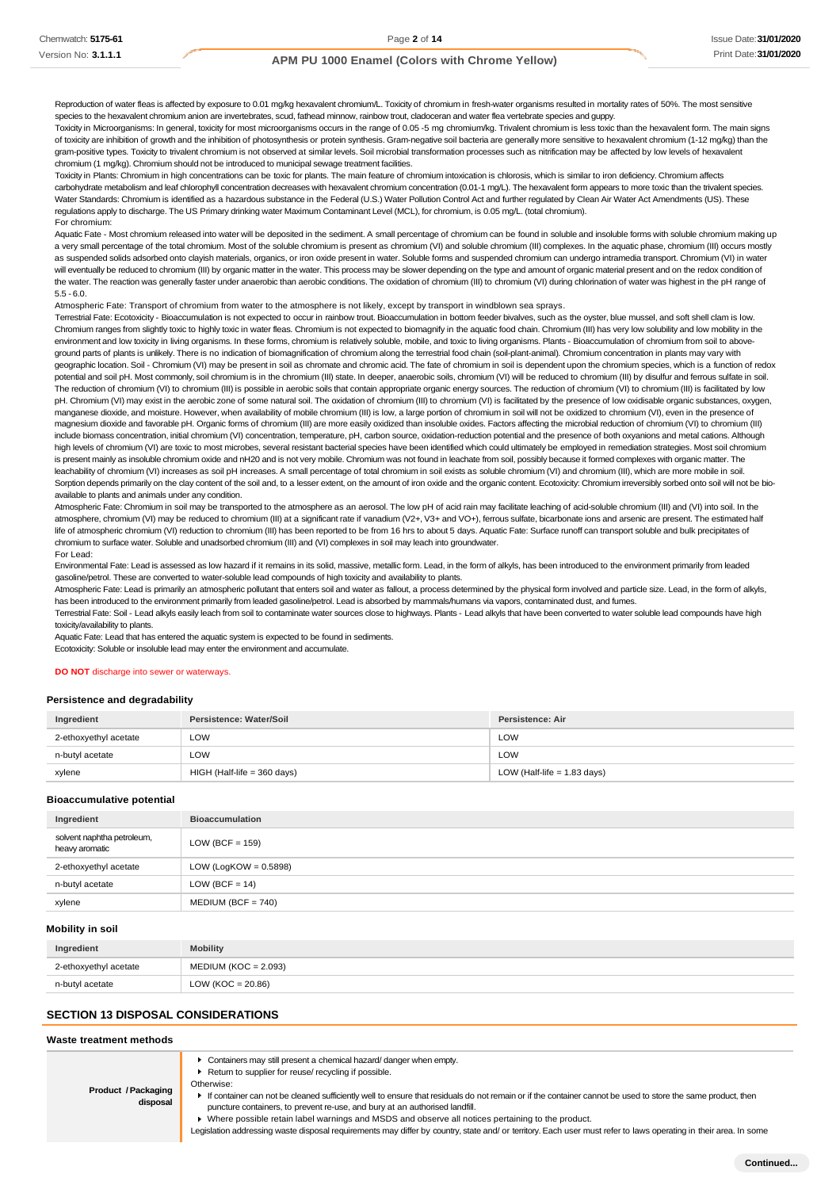Reproduction of water fleas is affected by exposure to 0.01 mg/kg hexavalent chromium/L. Toxicity of chromium in fresh-water organisms resulted in mortality rates of 50%. The most sensitive species to the hexavalent chromium anion are invertebrates, scud, fathead minnow, rainbow trout, cladoceran and water flea vertebrate species and guppy.

Toxicity in Microorganisms: In general, toxicity for most microorganisms occurs in the range of 0.05 -5 mg chromium/kg. Trivalent chromium is less toxic than the hexavalent form. The main signs of toxicity are inhibition of growth and the inhibition of photosynthesis or protein synthesis. Gram-negative soil bacteria are generally more sensitive to hexavalent chromium (1-12 mg/kg) than the gram-positive types. Toxicity to trivalent chromium is not observed at similar levels. Soil microbial transformation processes such as nitrification may be affected by low levels of hexavalent chromium (1 mg/kg). Chromium should not be introduced to municipal sewage treatment facilities.

Toxicity in Plants: Chromium in high concentrations can be toxic for plants. The main feature of chromium intoxication is chlorosis, which is similar to iron deficiency. Chromium affects carbohydrate metabolism and leaf chlorophyll concentration decreases with hexavalent chromium concentration (0.01-1 mg/L). The hexavalent form appears to more toxic than the trivalent species. Water Standards: Chromium is identified as a hazardous substance in the Federal (U.S.) Water Pollution Control Act and further regulated by Clean Air Water Act Amendments (US). These regulations apply to discharge. The US Primary drinking water Maximum Contaminant Level (MCL), for chromium, is 0.05 mg/L. (total chromium).

For chromium:

Aquatic Fate - Most chromium released into water will be deposited in the sediment. A small percentage of chromium can be found in soluble and insoluble forms with soluble chromium making up a very small percentage of the total chromium. Most of the soluble chromium is present as chromium (VI) and soluble chromium (III) complexes. In the aquatic phase, chromium (III) occurs mostly as suspended solids adsorbed onto clayish materials, organics, or iron oxide present in water. Soluble forms and suspended chromium can undergo intramedia transport. Chromium (VI) in water will eventually be reduced to chromium (III) by organic matter in the water. This process may be slower depending on the type and amount of organic material present and on the redox condition of the water. The reaction was generally faster under anaerobic than aerobic conditions. The oxidation of chromium (III) to chromium (VI) during chlorination of water was highest in the pH range of 5.5 - 6.0.

Atmospheric Fate: Transport of chromium from water to the atmosphere is not likely, except by transport in windblown sea sprays.

Terrestrial Fate: Ecotoxicity - Bioaccumulation is not expected to occur in rainbow trout. Bioaccumulation in bottom feeder bivalves, such as the oyster, blue mussel, and soft shell clam is low. Chromium ranges from slightly toxic to highly toxic in water fleas. Chromium is not expected to biomagnify in the aquatic food chain. Chromium (III) has very low solubility and low mobility in the environment and low toxicity in living organisms. In these forms, chromium is relatively soluble, mobile, and toxic to living organisms. Plants - Bioaccumulation of chromium from soil to above-ground parts of plants is unlikely. There is no indication of biomagnification of chromium along the terrestrial food chain (soil-plant-animal). Chromium concentration in plants may vary with geographic location. Soil - Chromium (VI) may be present in soil as chromate and chromic acid. The fate of chromium in soil is dependent upon the chromium species, which is a function of redox potential and soil pH. Most commonly, soil chromium is in the chromium (III) state. In deeper, anaerobic soils, chromium (VI) will be reduced to chromium (III) by disulfur and ferrous sulfate in soil. The reduction of chromium (VI) to chromium (III) is possible in aerobic soils that contain appropriate organic energy sources. The reduction of chromium (VI) to chromium (III) is facilitated by low pH. Chromium (VI) may exist in the aerobic zone of some natural soil. The oxidation of chromium (III) to chromium (VI) is facilitated by the presence of low oxidisable organic substances, oxygen, manganese dioxide, and moisture. However, when availability of mobile chromium (III) is low, a large portion of chromium in soil will not be oxidized to chromium (VI), even in the presence of magnesium dioxide and favorable pH. Organic forms of chromium (III) are more easily oxidized than insoluble oxides. Factors affecting the microbial reduction of chromium (VI) to chromium (III) include biomass concentration, initial chromium (VI) concentration, temperature, pH, carbon source, oxidation-reduction potential and the presence of both oxyanions and metal cations. Although high levels of chromium (VI) are toxic to most microbes, several resistant bacterial species have been identified which could ultimately be employed in remediation strategies. Most soil chromium is present mainly as insoluble chromium oxide and nH20 and is not very mobile. Chromium was not found in leachate from soil, possibly because it formed complexes with organic matter. The leachability of chromium (VI) increases as soil pH increases. A small percentage of total chromium in soil exists as soluble chromium (VI) and chromium (III), which are more mobile in soil. Sorption depends primarily on the clay content of the soil and, to a lesser extent, on the amount of iron oxide and the organic content. Ecotoxicity: Chromium irreversibly sorbed onto soil will not be bio-available to plants and animals under any condition.

Atmospheric Fate: Chromium in soil may be transported to the atmosphere as an aerosol. The low pH of acid rain may facilitate leaching of acid-soluble chromium (III) and (VI) into soil. In the atmosphere, chromium (VI) may be reduced to chromium (III) at a significant rate if vanadium (V2+, V3+ and VO+), ferrous sulfate, bicarbonate ions and arsenic are present. The estimated half life of atmospheric chromium (VI) reduction to chromium (III) has been reported to be from 16 hrs to about 5 days. Aquatic Fate: Surface runoff can transport soluble and bulk precipitates of chromium to surface water. Soluble and unadsorbed chromium (III) and (VI) complexes in soil may leach into groundwater.

For Lead:

Environmental Fate: Lead is assessed as low hazard if it remains in its solid, massive, metallic form. Lead, in the form of alkyls, has been introduced to the environment primarily from leaded gasoline/petrol. These are converted to water-soluble lead compounds of high toxicity and availability to plants.

Atmospheric Fate: Lead is primarily an atmospheric pollutant that enters soil and water as fallout, a process determined by the physical form involved and particle size. Lead, in the form of alkyls, has been introduced to the environment primarily from leaded gasoline/petrol. Lead is absorbed by mammals/humans via vapors, contaminated dust, and fumes.

Terrestrial Fate: Soil - Lead alkyls easily leach from soil to contaminate water sources close to highways. Plants - Lead alkyls that have been converted to water soluble lead compounds have high toxicity/availability to plants.

Aquatic Fate: Lead that has entered the aquatic system is expected to be found in sediments.

Ecotoxicity: Soluble or insoluble lead may enter the environment and accumulate.

**DO NOT** discharge into sewer or waterways.

### Persistence and degradability

| Ingredient | Persistence: Water/Soil | Persistence: Air |
|---|---|---|
| 2-ethoxyethyl acetate | LOW | LOW |
| n-butyl acetate | LOW | LOW |
| xylene | HIGH (Half-life = 360 days) | LOW (Half-life = 1.83 days) |

### Bioaccumulative potential

| Ingredient | Bioaccumulation |
|---|---|
| solvent naphtha petroleum, heavy aromatic | LOW (BCF = 159) |
| 2-ethoxyethyl acetate | LOW (LogKOW = 0.5898) |
| n-butyl acetate | LOW (BCF = 14) |
| xylene | MEDIUM (BCF = 740) |

### Mobility in soil

| Ingredient | Mobility |
|---|---|
| 2-ethoxyethyl acetate | MEDIUM (KOC = 2.093) |
| n-butyl acetate | LOW (KOC = 20.86) |

## SECTION 13 DISPOSAL CONSIDERATIONS

### Waste treatment methods

| | |
|---|---|
| **Product / Packaging disposal** | ▸ Containers may still present a chemical hazard/ danger when empty.<br>▸ Return to supplier for reuse/ recycling if possible.<br>Otherwise:<br>▸ If container can not be cleaned sufficiently well to ensure that residuals do not remain or if the container cannot be used to store the same product, then puncture containers, to prevent re-use, and bury at an authorised landfill.<br>▸ Where possible retain label warnings and MSDS and observe all notices pertaining to the product.<br>Legislation addressing waste disposal requirements may differ by country, state and/ or territory. Each user must refer to laws operating in their area. In some |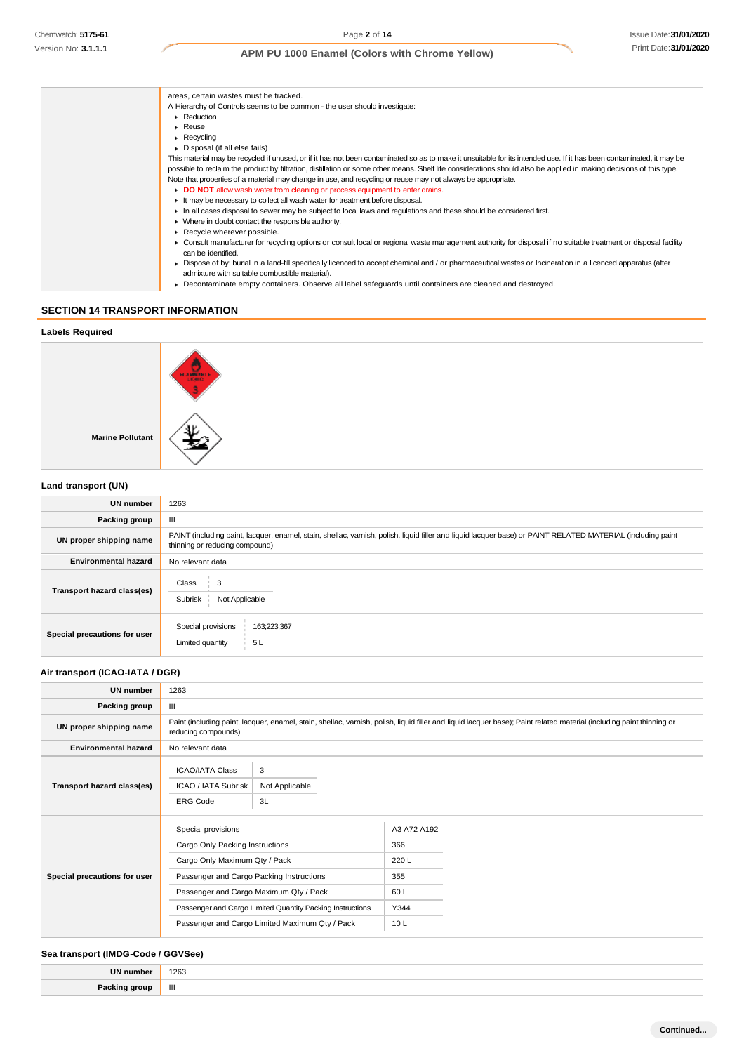| | areas, certain wastes must be tracked.<br>A Hierarchy of Controls seems to be common - the user should investigate:<br>▶ Reduction<br>▶ Reuse<br>▶ Recycling<br>▶ Disposal (if all else fails)<br>This material may be recycled if unused, or if it has not been contaminated so as to make it unsuitable for its intended use. If it has been contaminated, it may be possible to reclaim the product by filtration, distillation or some other means. Shelf life considerations should also be applied in making decisions of this type. Note that properties of a material may change in use, and recycling or reuse may not always be appropriate.<br>▶ **DO NOT** allow wash water from cleaning or process equipment to enter drains.<br>▶ It may be necessary to collect all wash water for treatment before disposal.<br>▶ In all cases disposal to sewer may be subject to local laws and regulations and these should be considered first.<br>▶ Where in doubt contact the responsible authority.<br>▶ Recycle wherever possible.<br>▶ Consult manufacturer for recycling options or consult local or regional waste management authority for disposal if no suitable treatment or disposal facility can be identified.<br>▶ Dispose of by: burial in a land-fill specifically licenced to accept chemical and / or pharmaceutical wastes or Incineration in a licenced apparatus (after admixture with suitable combustible material).<br>▶ Decontaminate empty containers. Observe all label safeguards until containers are cleaned and destroyed. |
|---|---|

## SECTION 14 TRANSPORT INFORMATION

### Labels Required

| | |
|---|---|
| | FLAMMABLE LIQUID 3 |
| **Marine Pollutant** | |

### Land transport (UN)

| | |
|---|---|
| **UN number** | 1263 |
| **Packing group** | III |
| **UN proper shipping name** | PAINT (including paint, lacquer, enamel, stain, shellac, varnish, polish, liquid filler and liquid lacquer base) or PAINT RELATED MATERIAL (including paint thinning or reducing compound) |
| **Environmental hazard** | No relevant data |
| **Transport hazard class(es)** | Class: 3<br>Subrisk: Not Applicable |
| **Special precautions for user** | Special provisions: 163;223;367<br>Limited quantity: 5 L |

### Air transport (ICAO-IATA / DGR)

| | |
|---|---|
| **UN number** | 1263 |
| **Packing group** | III |
| **UN proper shipping name** | Paint (including paint, lacquer, enamel, stain, shellac, varnish, polish, liquid filler and liquid lacquer base); Paint related material (including paint thinning or reducing compounds) |
| **Environmental hazard** | No relevant data |
| **Transport hazard class(es)** | ICAO/IATA Class: 3<br>ICAO / IATA Subrisk: Not Applicable<br>ERG Code: 3L |
| **Special precautions for user** | Special provisions: A3 A72 A192<br>Cargo Only Packing Instructions: 366<br>Cargo Only Maximum Qty / Pack: 220 L<br>Passenger and Cargo Packing Instructions: 355<br>Passenger and Cargo Maximum Qty / Pack: 60 L<br>Passenger and Cargo Limited Quantity Packing Instructions: Y344<br>Passenger and Cargo Limited Maximum Qty / Pack: 10 L |

### Sea transport (IMDG-Code / GGVSee)

| | |
|---|---|
| **UN number** | 1263 |
| **Packing group** | III |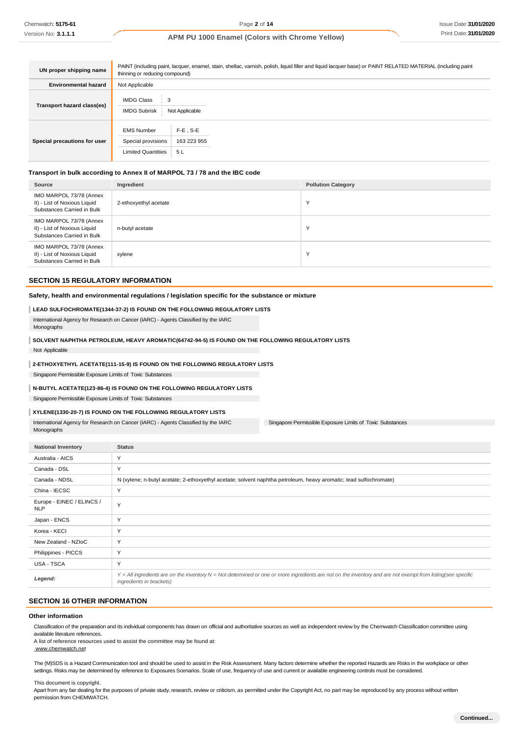| | |
|---|---|
| **UN proper shipping name** | PAINT (including paint, lacquer, enamel, stain, shellac, varnish, polish, liquid filler and liquid lacquer base) or PAINT RELATED MATERIAL (including paint thinning or reducing compound) |
| **Environmental hazard** | Not Applicable |
| **Transport hazard class(es)** | IMDG Class: 3<br>IMDG Subrisk: Not Applicable |
| **Special precautions for user** | EMS Number: F-E , S-E<br>Special provisions: 163 223 955<br>Limited Quantities: 5 L |

### Transport in bulk according to Annex II of MARPOL 73 / 78 and the IBC code

| Source | Ingredient | Pollution Category |
|---|---|---|
| IMO MARPOL 73/78 (Annex II) - List of Noxious Liquid Substances Carried in Bulk | 2-ethoxyethyl acetate | Y |
| IMO MARPOL 73/78 (Annex II) - List of Noxious Liquid Substances Carried in Bulk | n-butyl acetate | Y |
| IMO MARPOL 73/78 (Annex II) - List of Noxious Liquid Substances Carried in Bulk | xylene | Y |

## SECTION 15 REGULATORY INFORMATION

### Safety, health and environmental regulations / legislation specific for the substance or mixture

**LEAD SULFOCHROMATE(1344-37-2) IS FOUND ON THE FOLLOWING REGULATORY LISTS**

International Agency for Research on Cancer (IARC) - Agents Classified by the IARC Monographs

**SOLVENT NAPHTHA PETROLEUM, HEAVY AROMATIC(64742-94-5) IS FOUND ON THE FOLLOWING REGULATORY LISTS**

Not Applicable

**2-ETHOXYETHYL ACETATE(111-15-9) IS FOUND ON THE FOLLOWING REGULATORY LISTS**

Singapore Permissible Exposure Limits of Toxic Substances

**N-BUTYL ACETATE(123-86-4) IS FOUND ON THE FOLLOWING REGULATORY LISTS**

Singapore Permissible Exposure Limits of Toxic Substances

**XYLENE(1330-20-7) IS FOUND ON THE FOLLOWING REGULATORY LISTS**

International Agency for Research on Cancer (IARC) - Agents Classified by the IARC Monographs

Singapore Permissible Exposure Limits of Toxic Substances

| National Inventory | Status |
|---|---|
| Australia - AICS | Y |
| Canada - DSL | Y |
| Canada - NDSL | N (xylene; n-butyl acetate; 2-ethoxyethyl acetate; solvent naphtha petroleum, heavy aromatic; lead sulfochromate) |
| China - IECSC | Y |
| Europe - EINEC / ELINCS / NLP | Y |
| Japan - ENCS | Y |
| Korea - KECI | Y |
| New Zealand - NZIoC | Y |
| Philippines - PICCS | Y |
| USA - TSCA | Y |
| *Legend:* | *Y = All ingredients are on the inventory N = Not determined or one or more ingredients are not on the inventory and are not exempt from listing(see specific ingredients in brackets)* |

## SECTION 16 OTHER INFORMATION

### Other information

Classification of the preparation and its individual components has drawn on official and authoritative sources as well as independent review by the Chemwatch Classification committee using available literature references.
A list of reference resources used to assist the committee may be found at:
www.chemwatch.net

The (M)SDS is a Hazard Communication tool and should be used to assist in the Risk Assessment. Many factors determine whether the reported Hazards are Risks in the workplace or other settings. Risks may be determined by reference to Exposures Scenarios. Scale of use, frequency of use and current or available engineering controls must be considered.

This document is copyright.
Apart from any fair dealing for the purposes of private study, research, review or criticism, as permitted under the Copyright Act, no part may be reproduced by any process without written permission from CHEMWATCH.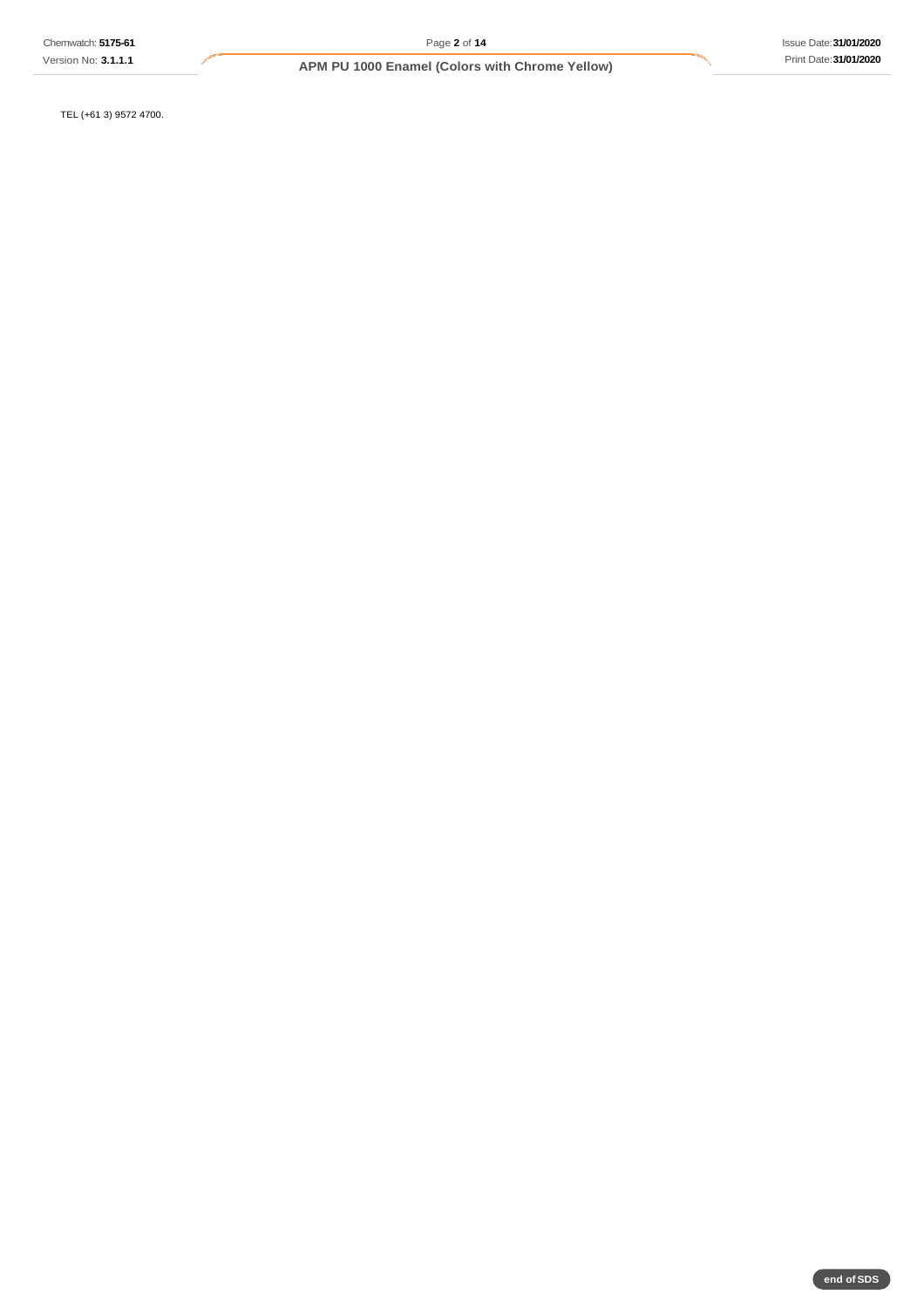TEL (+61 3) 9572 4700.

**end of SDS**